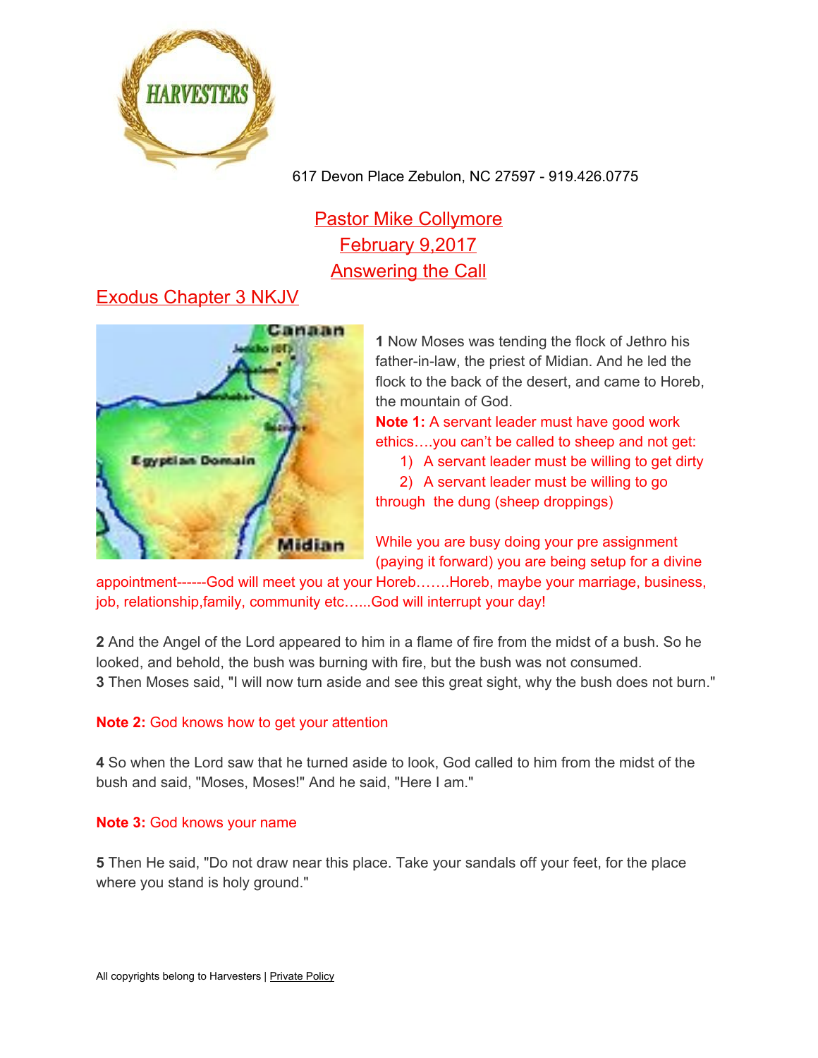617 Devon Place Zebulon, NC 27597 - 919.426.0775

# Pastor Mike Collymore
## February 9,2017
## Answering the Call

## Exodus Chapter 3 NKJV

**1** Now Moses was tending the flock of Jethro his father-in-law, the priest of Midian. And he led the flock to the back of the desert, and came to Horeb, the mountain of God.

**Note 1:** A servant leader must have good work ethics….you can't be called to sheep and not get:

1) A servant leader must be willing to get dirty
2) A servant leader must be willing to go through the dung (sheep droppings)

While you are busy doing your pre assignment (paying it forward) you are being setup for a divine appointment------God will meet you at your Horeb…….Horeb, maybe your marriage, business, job, relationship,family, community etc…...God will interrupt your day!

**2** And the Angel of the Lord appeared to him in a flame of fire from the midst of a bush. So he looked, and behold, the bush was burning with fire, but the bush was not consumed.
**3** Then Moses said, "I will now turn aside and see this great sight, why the bush does not burn."

**Note 2:** God knows how to get your attention

**4** So when the Lord saw that he turned aside to look, God called to him from the midst of the bush and said, "Moses, Moses!" And he said, "Here I am."

**Note 3:** God knows your name

**5** Then He said, "Do not draw near this place. Take your sandals off your feet, for the place where you stand is holy ground."

All copyrights belong to Harvesters | Private Policy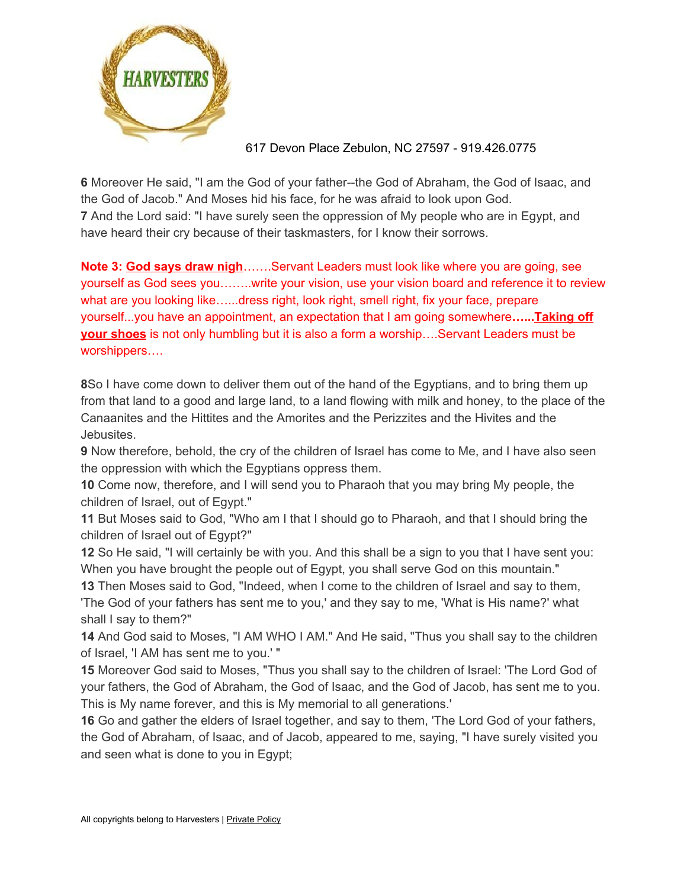**6** Moreover He said, "I am the God of your father--the God of Abraham, the God of Isaac, and the God of Jacob." And Moses hid his face, for he was afraid to look upon God.
**7** And the Lord said: "I have surely seen the oppression of My people who are in Egypt, and have heard their cry because of their taskmasters, for I know their sorrows.

**Note 3: <u>God says draw nigh</u>**…….Servant Leaders must look like where you are going, see yourself as God sees you……..write your vision, use your vision board and reference it to review what are you looking like…...dress right, look right, smell right, fix your face, prepare yourself...you have an appointment, an expectation that I am going somewhere**…...<u>Taking off your shoes</u>** is not only humbling but it is also a form a worship….Servant Leaders must be worshippers….

**8**So I have come down to deliver them out of the hand of the Egyptians, and to bring them up from that land to a good and large land, to a land flowing with milk and honey, to the place of the Canaanites and the Hittites and the Amorites and the Perizzites and the Hivites and the Jebusites.
**9** Now therefore, behold, the cry of the children of Israel has come to Me, and I have also seen the oppression with which the Egyptians oppress them.
**10** Come now, therefore, and I will send you to Pharaoh that you may bring My people, the children of Israel, out of Egypt."
**11** But Moses said to God, "Who am I that I should go to Pharaoh, and that I should bring the children of Israel out of Egypt?"
**12** So He said, "I will certainly be with you. And this shall be a sign to you that I have sent you: When you have brought the people out of Egypt, you shall serve God on this mountain."
**13** Then Moses said to God, "Indeed, when I come to the children of Israel and say to them, 'The God of your fathers has sent me to you,' and they say to me, 'What is His name?' what shall I say to them?"
**14** And God said to Moses, "I AM WHO I AM." And He said, "Thus you shall say to the children of Israel, 'I AM has sent me to you.' "
**15** Moreover God said to Moses, "Thus you shall say to the children of Israel: 'The Lord God of your fathers, the God of Abraham, the God of Isaac, and the God of Jacob, has sent me to you. This is My name forever, and this is My memorial to all generations.'
**16** Go and gather the elders of Israel together, and say to them, 'The Lord God of your fathers, the God of Abraham, of Isaac, and of Jacob, appeared to me, saying, "I have surely visited you and seen what is done to you in Egypt;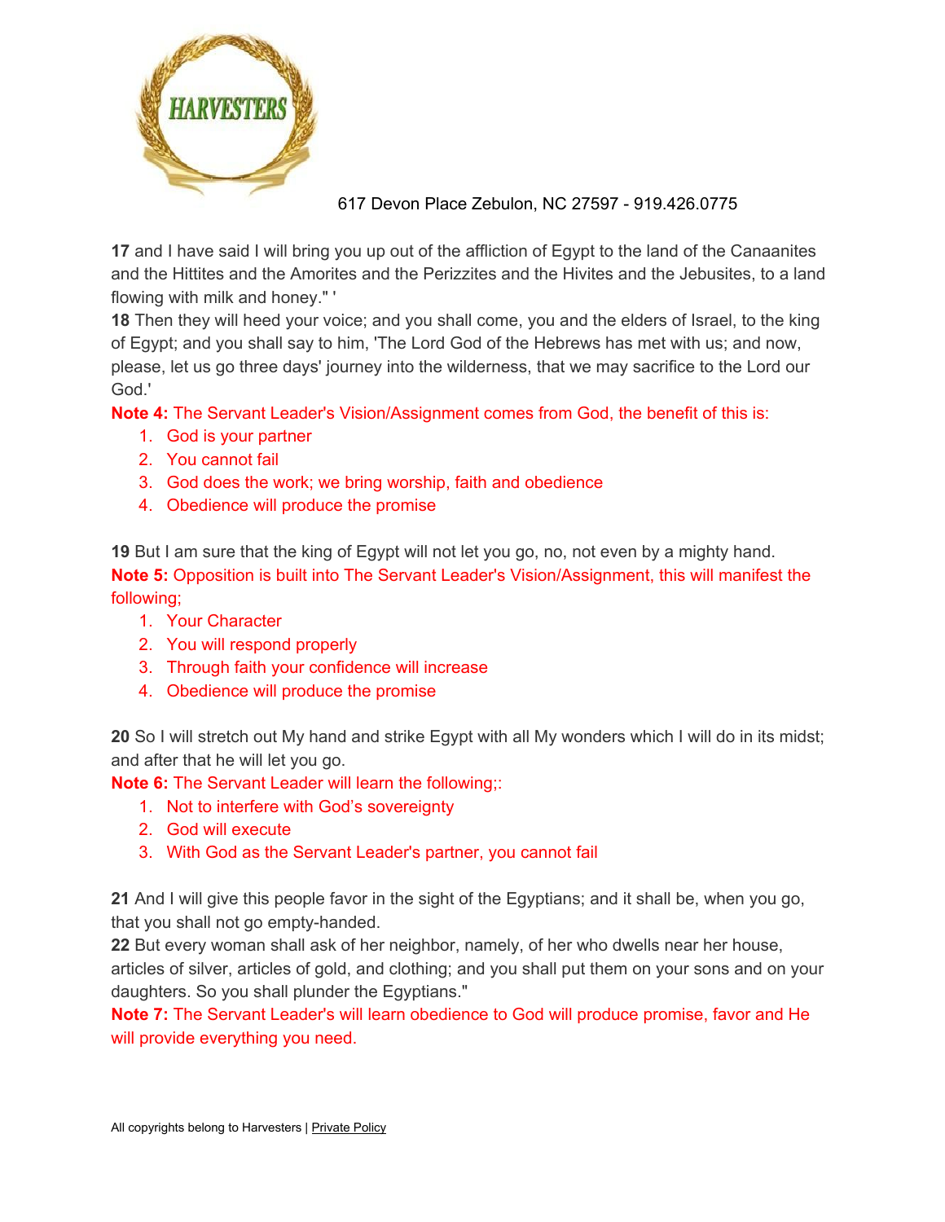617 Devon Place Zebulon, NC 27597 - 919.426.0775

**17** and I have said I will bring you up out of the affliction of Egypt to the land of the Canaanites and the Hittites and the Amorites and the Perizzites and the Hivites and the Jebusites, to a land flowing with milk and honey." '

**18** Then they will heed your voice; and you shall come, you and the elders of Israel, to the king of Egypt; and you shall say to him, 'The Lord God of the Hebrews has met with us; and now, please, let us go three days' journey into the wilderness, that we may sacrifice to the Lord our God.'

**Note 4:** The Servant Leader's Vision/Assignment comes from God, the benefit of this is:

1. God is your partner
2. You cannot fail
3. God does the work; we bring worship, faith and obedience
4. Obedience will produce the promise

**19** But I am sure that the king of Egypt will not let you go, no, not even by a mighty hand.

**Note 5:** Opposition is built into The Servant Leader's Vision/Assignment, this will manifest the following;

1. Your Character
2. You will respond properly
3. Through faith your confidence will increase
4. Obedience will produce the promise

**20** So I will stretch out My hand and strike Egypt with all My wonders which I will do in its midst; and after that he will let you go.

**Note 6:** The Servant Leader will learn the following;:

1. Not to interfere with God's sovereignty
2. God will execute
3. With God as the Servant Leader's partner, you cannot fail

**21** And I will give this people favor in the sight of the Egyptians; and it shall be, when you go, that you shall not go empty-handed.

**22** But every woman shall ask of her neighbor, namely, of her who dwells near her house, articles of silver, articles of gold, and clothing; and you shall put them on your sons and on your daughters. So you shall plunder the Egyptians."

**Note 7:** The Servant Leader's will learn obedience to God will produce promise, favor and He will provide everything you need.

All copyrights belong to Harvesters | Private Policy